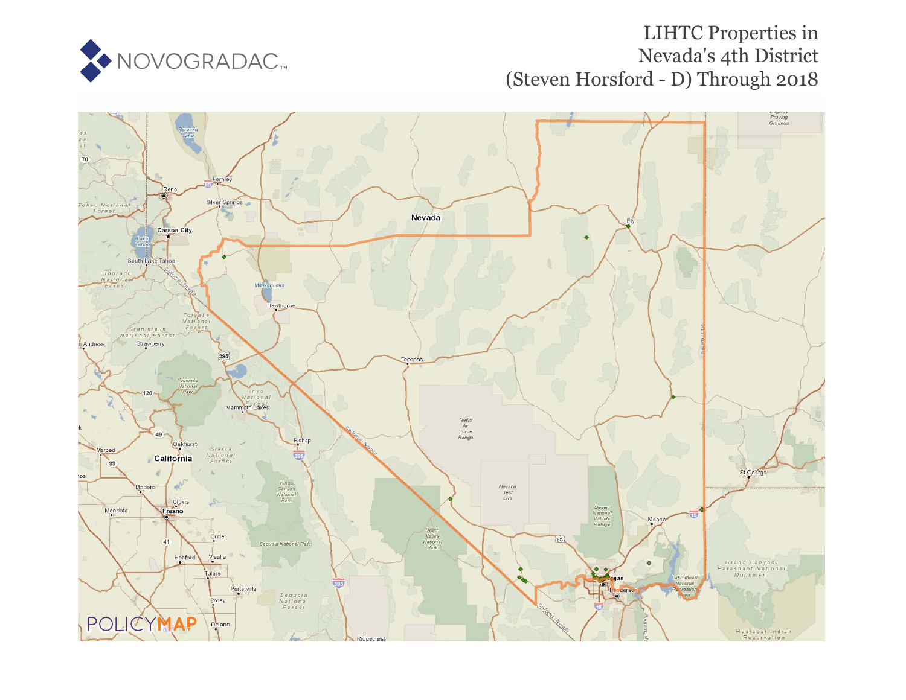NOVOGRADAC

# LIHTC Properties in Nevada's 4th District (Steven Horsford - D) Through 2018

POLICYMAP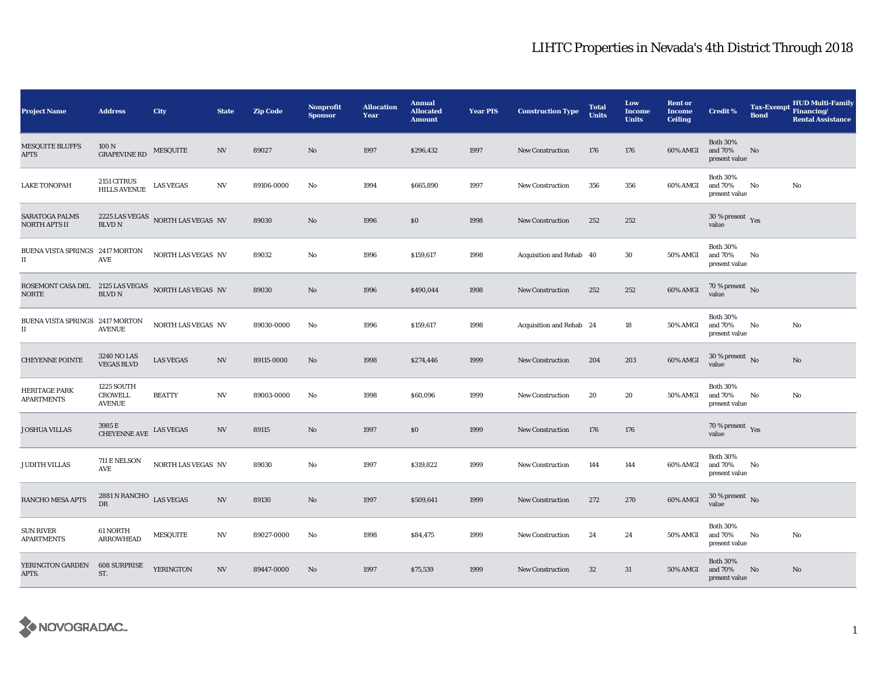# LIHTC Properties in Nevada's 4th District Through 2018

| Project Name | Address | City | State | Zip Code | Nonprofit Sponsor | Allocation Year | Annual Allocated Amount | Year PIS | Construction Type | Total Units | Low Income Units | Rent or Income Ceiling | Credit % | Tax-Exempt Bond | HUD Multi-Family Financing/ Rental Assistance |
|---|---|---|---|---|---|---|---|---|---|---|---|---|---|---|---|
| MESQUITE BLUFFS APTS | 100 N GRAPEVINE RD | MESQUITE | NV | 89027 | No | 1997 | $296,432 | 1997 | New Construction | 176 | 176 | 60% AMGI | Both 30% and 70% present value | No | |
| LAKE TONOPAH | 2151 CITRUS HILLS AVENUE | LAS VEGAS | NV | 89106-0000 | No | 1994 | $665,890 | 1997 | New Construction | 356 | 356 | 60% AMGI | Both 30% and 70% present value | No | No |
| SARATOGA PALMS NORTH APTS II | 2225 LAS VEGAS BLVD N | NORTH LAS VEGAS | NV | 89030 | No | 1996 | $0 | 1998 | New Construction | 252 | 252 | | 30 % present value | Yes | |
| BUENA VISTA SPRINGS II | 2417 MORTON AVE | NORTH LAS VEGAS | NV | 89032 | No | 1996 | $159,617 | 1998 | Acquisition and Rehab | 40 | 30 | 50% AMGI | Both 30% and 70% present value | No | |
| ROSEMONT CASA DEL NORTE | 2125 LAS VEGAS BLVD N | NORTH LAS VEGAS | NV | 89030 | No | 1996 | $490,044 | 1998 | New Construction | 252 | 252 | 60% AMGI | 70 % present value | No | |
| BUENA VISTA SPRINGS II | 2417 MORTON AVENUE | NORTH LAS VEGAS | NV | 89030-0000 | No | 1996 | $159,617 | 1998 | Acquisition and Rehab | 24 | 18 | 50% AMGI | Both 30% and 70% present value | No | No |
| CHEYENNE POINTE | 3240 NO LAS VEGAS BLVD | LAS VEGAS | NV | 89115-0000 | No | 1998 | $274,446 | 1999 | New Construction | 204 | 203 | 60% AMGI | 30 % present value | No | No |
| HERITAGE PARK APARTMENTS | 1225 SOUTH CROWELL AVENUE | BEATTY | NV | 89003-0000 | No | 1998 | $60,096 | 1999 | New Construction | 20 | 20 | 50% AMGI | Both 30% and 70% present value | No | No |
| JOSHUA VILLAS | 3985 E CHEYENNE AVE | LAS VEGAS | NV | 89115 | No | 1997 | $0 | 1999 | New Construction | 176 | 176 | | 70 % present value | Yes | |
| JUDITH VILLAS | 711 E NELSON AVE | NORTH LAS VEGAS | NV | 89030 | No | 1997 | $319,822 | 1999 | New Construction | 144 | 144 | 60% AMGI | Both 30% and 70% present value | No | |
| RANCHO MESA APTS | 2881 N RANCHO DR | LAS VEGAS | NV | 89130 | No | 1997 | $509,641 | 1999 | New Construction | 272 | 270 | 60% AMGI | 30 % present value | No | |
| SUN RIVER APARTMENTS | 61 NORTH ARROWHEAD | MESQUITE | NV | 89027-0000 | No | 1998 | $84,475 | 1999 | New Construction | 24 | 24 | 50% AMGI | Both 30% and 70% present value | No | No |
| YERINGTON GARDEN APTS. | 608 SURPRISE ST. | YERINGTON | NV | 89447-0000 | No | 1997 | $75,539 | 1999 | New Construction | 32 | 31 | 50% AMGI | Both 30% and 70% present value | No | No |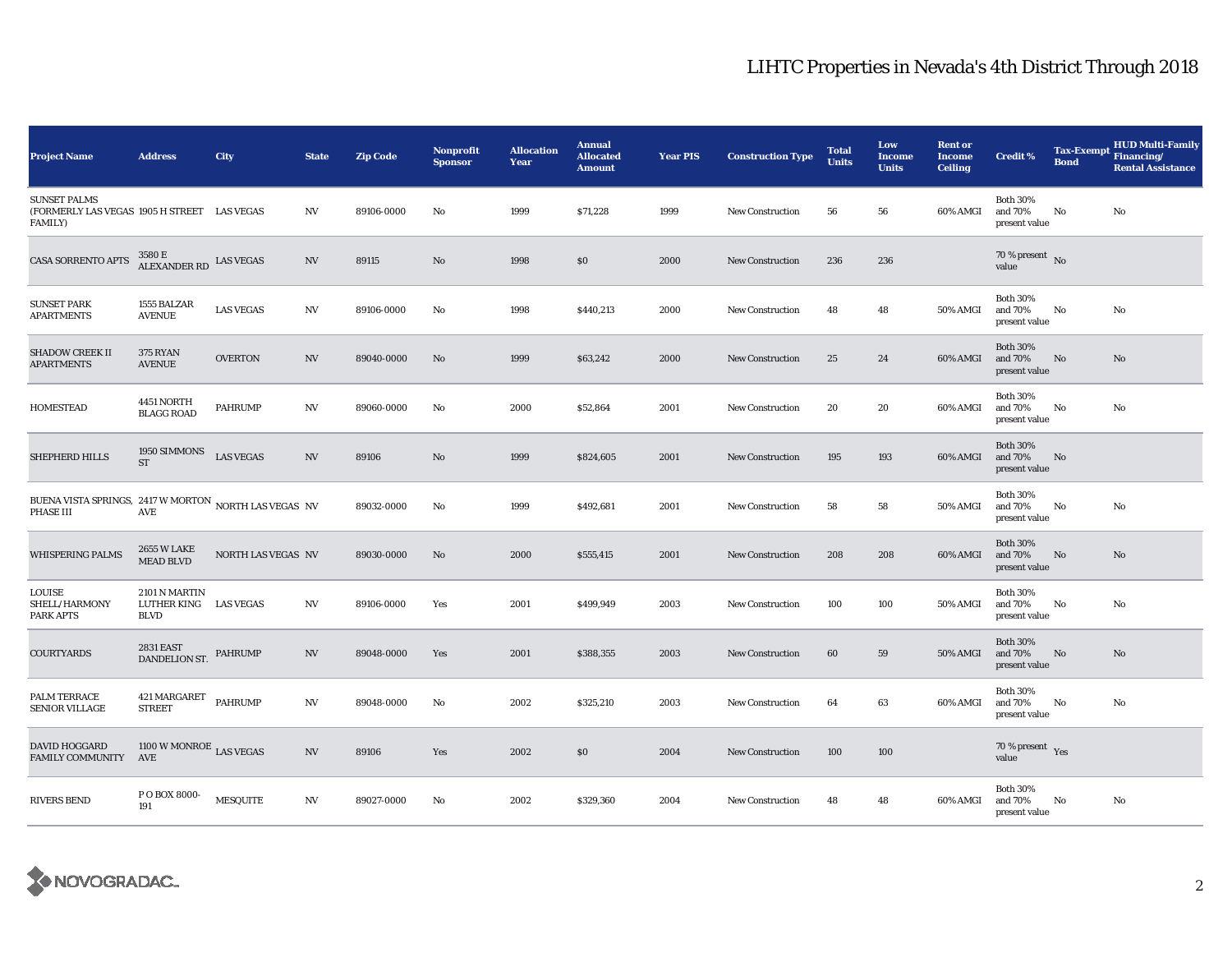# LIHTC Properties in Nevada's 4th District Through 2018

| Project Name | Address | City | State | Zip Code | Nonprofit Sponsor | Allocation Year | Annual Allocated Amount | Year PIS | Construction Type | Total Units | Low Income Units | Rent or Income Ceiling | Credit % | Tax-Exempt Bond | HUD Multi-Family Financing/ Rental Assistance |
|---|---|---|---|---|---|---|---|---|---|---|---|---|---|---|---|
| SUNSET PALMS (FORMERLY LAS VEGAS FAMILY) | 1905 H STREET | LAS VEGAS | NV | 89106-0000 | No | 1999 | $71,228 | 1999 | New Construction | 56 | 56 | 60% AMGI | Both 30% and 70% present value | No | No |
| CASA SORRENTO APTS | 3580 E ALEXANDER RD | LAS VEGAS | NV | 89115 | No | 1998 | $0 | 2000 | New Construction | 236 | 236 | | 70 % present value | No | |
| SUNSET PARK APARTMENTS | 1555 BALZAR AVENUE | LAS VEGAS | NV | 89106-0000 | No | 1998 | $440,213 | 2000 | New Construction | 48 | 48 | 50% AMGI | Both 30% and 70% present value | No | No |
| SHADOW CREEK II APARTMENTS | 375 RYAN AVENUE | OVERTON | NV | 89040-0000 | No | 1999 | $63,242 | 2000 | New Construction | 25 | 24 | 60% AMGI | Both 30% and 70% present value | No | No |
| HOMESTEAD | 4451 NORTH BLAGG ROAD | PAHRUMP | NV | 89060-0000 | No | 2000 | $52,864 | 2001 | New Construction | 20 | 20 | 60% AMGI | Both 30% and 70% present value | No | No |
| SHEPHERD HILLS | 1950 SIMMONS ST | LAS VEGAS | NV | 89106 | No | 1999 | $824,605 | 2001 | New Construction | 195 | 193 | 60% AMGI | Both 30% and 70% present value | No | |
| BUENA VISTA SPRINGS, PHASE III | 2417 W MORTON AVE | NORTH LAS VEGAS | NV | 89032-0000 | No | 1999 | $492,681 | 2001 | New Construction | 58 | 58 | 50% AMGI | Both 30% and 70% present value | No | No |
| WHISPERING PALMS | 2655 W LAKE MEAD BLVD | NORTH LAS VEGAS | NV | 89030-0000 | No | 2000 | $555,415 | 2001 | New Construction | 208 | 208 | 60% AMGI | Both 30% and 70% present value | No | No |
| LOUISE SHELL/ HARMONY PARK APTS | 2101 N MARTIN LUTHER KING BLVD | LAS VEGAS | NV | 89106-0000 | Yes | 2001 | $499,949 | 2003 | New Construction | 100 | 100 | 50% AMGI | Both 30% and 70% present value | No | No |
| COURTYARDS | 2831 EAST DANDELION ST. | PAHRUMP | NV | 89048-0000 | Yes | 2001 | $388,355 | 2003 | New Construction | 60 | 59 | 50% AMGI | Both 30% and 70% present value | No | No |
| PALM TERRACE SENIOR VILLAGE | 421 MARGARET STREET | PAHRUMP | NV | 89048-0000 | No | 2002 | $325,210 | 2003 | New Construction | 64 | 63 | 60% AMGI | Both 30% and 70% present value | No | No |
| DAVID HOGGARD FAMILY COMMUNITY | 1100 W MONROE AVE | LAS VEGAS | NV | 89106 | Yes | 2002 | $0 | 2004 | New Construction | 100 | 100 | | 70 % present value | Yes | |
| RIVERS BEND | P O BOX 8000-191 | MESQUITE | NV | 89027-0000 | No | 2002 | $329,360 | 2004 | New Construction | 48 | 48 | 60% AMGI | Both 30% and 70% present value | No | No |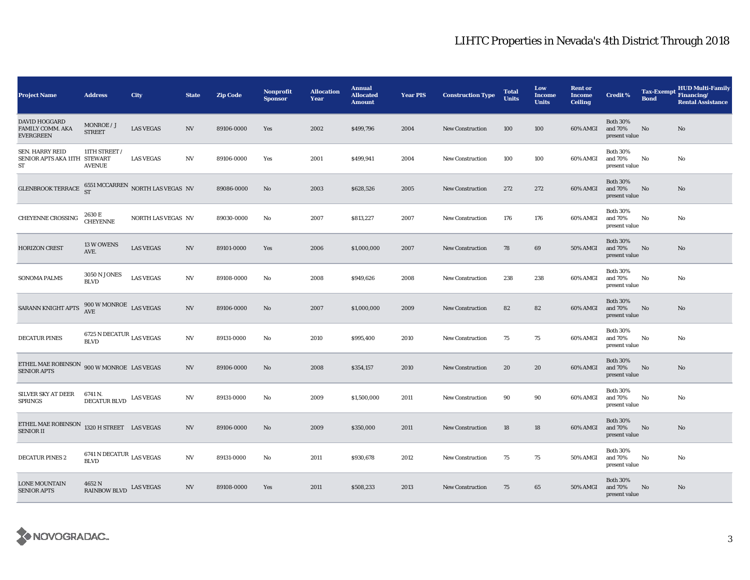# LIHTC Properties in Nevada's 4th District Through 2018

| Project Name | Address | City | State | Zip Code | Nonprofit Sponsor | Allocation Year | Annual Allocated Amount | Year PIS | Construction Type | Total Units | Low Income Units | Rent or Income Ceiling | Credit % | Tax-Exempt Bond | HUD Multi-Family Financing/ Rental Assistance |
|---|---|---|---|---|---|---|---|---|---|---|---|---|---|---|---|
| DAVID HOGGARD FAMILY COMM. AKA EVERGREEN | MONROE / J STREET | LAS VEGAS | NV | 89106-0000 | Yes | 2002 | $499,796 | 2004 | New Construction | 100 | 100 | 60% AMGI | Both 30% and 70% present value | No | No |
| SEN. HARRY REID SENIOR APTS AKA 11TH ST | 11TH STREET / STEWART AVENUE | LAS VEGAS | NV | 89106-0000 | Yes | 2001 | $499,941 | 2004 | New Construction | 100 | 100 | 60% AMGI | Both 30% and 70% present value | No | No |
| GLENBROOK TERRACE | 6551 MCCARREN ST | NORTH LAS VEGAS | NV | 89086-0000 | No | 2003 | $628,526 | 2005 | New Construction | 272 | 272 | 60% AMGI | Both 30% and 70% present value | No | No |
| CHEYENNE CROSSING | 2630 E CHEYENNE | NORTH LAS VEGAS | NV | 89030-0000 | No | 2007 | $813,227 | 2007 | New Construction | 176 | 176 | 60% AMGI | Both 30% and 70% present value | No | No |
| HORIZON CREST | 13 W OWENS AVE. | LAS VEGAS | NV | 89101-0000 | Yes | 2006 | $1,000,000 | 2007 | New Construction | 78 | 69 | 50% AMGI | Both 30% and 70% present value | No | No |
| SONOMA PALMS | 3050 N JONES BLVD | LAS VEGAS | NV | 89108-0000 | No | 2008 | $949,626 | 2008 | New Construction | 238 | 238 | 60% AMGI | Both 30% and 70% present value | No | No |
| SARANN KNIGHT APTS | 900 W MONROE AVE | LAS VEGAS | NV | 89106-0000 | No | 2007 | $1,000,000 | 2009 | New Construction | 82 | 82 | 60% AMGI | Both 30% and 70% present value | No | No |
| DECATUR PINES | 6725 N DECATUR BLVD | LAS VEGAS | NV | 89131-0000 | No | 2010 | $995,400 | 2010 | New Construction | 75 | 75 | 60% AMGI | Both 30% and 70% present value | No | No |
| ETHEL MAE ROBINSON SENIOR APTS | 900 W MONROE | LAS VEGAS | NV | 89106-0000 | No | 2008 | $354,157 | 2010 | New Construction | 20 | 20 | 60% AMGI | Both 30% and 70% present value | No | No |
| SILVER SKY AT DEER SPRINGS | 6741 N. DECATUR BLVD | LAS VEGAS | NV | 89131-0000 | No | 2009 | $1,500,000 | 2011 | New Construction | 90 | 90 | 60% AMGI | Both 30% and 70% present value | No | No |
| ETHEL MAE ROBINSON SENIOR II | 1320 H STREET | LAS VEGAS | NV | 89106-0000 | No | 2009 | $350,000 | 2011 | New Construction | 18 | 18 | 60% AMGI | Both 30% and 70% present value | No | No |
| DECATUR PINES 2 | 6741 N DECATUR BLVD | LAS VEGAS | NV | 89131-0000 | No | 2011 | $930,678 | 2012 | New Construction | 75 | 75 | 50% AMGI | Both 30% and 70% present value | No | No |
| LONE MOUNTAIN SENIOR APTS | 4652 N RAINBOW BLVD | LAS VEGAS | NV | 89108-0000 | Yes | 2011 | $508,233 | 2013 | New Construction | 75 | 65 | 50% AMGI | Both 30% and 70% present value | No | No |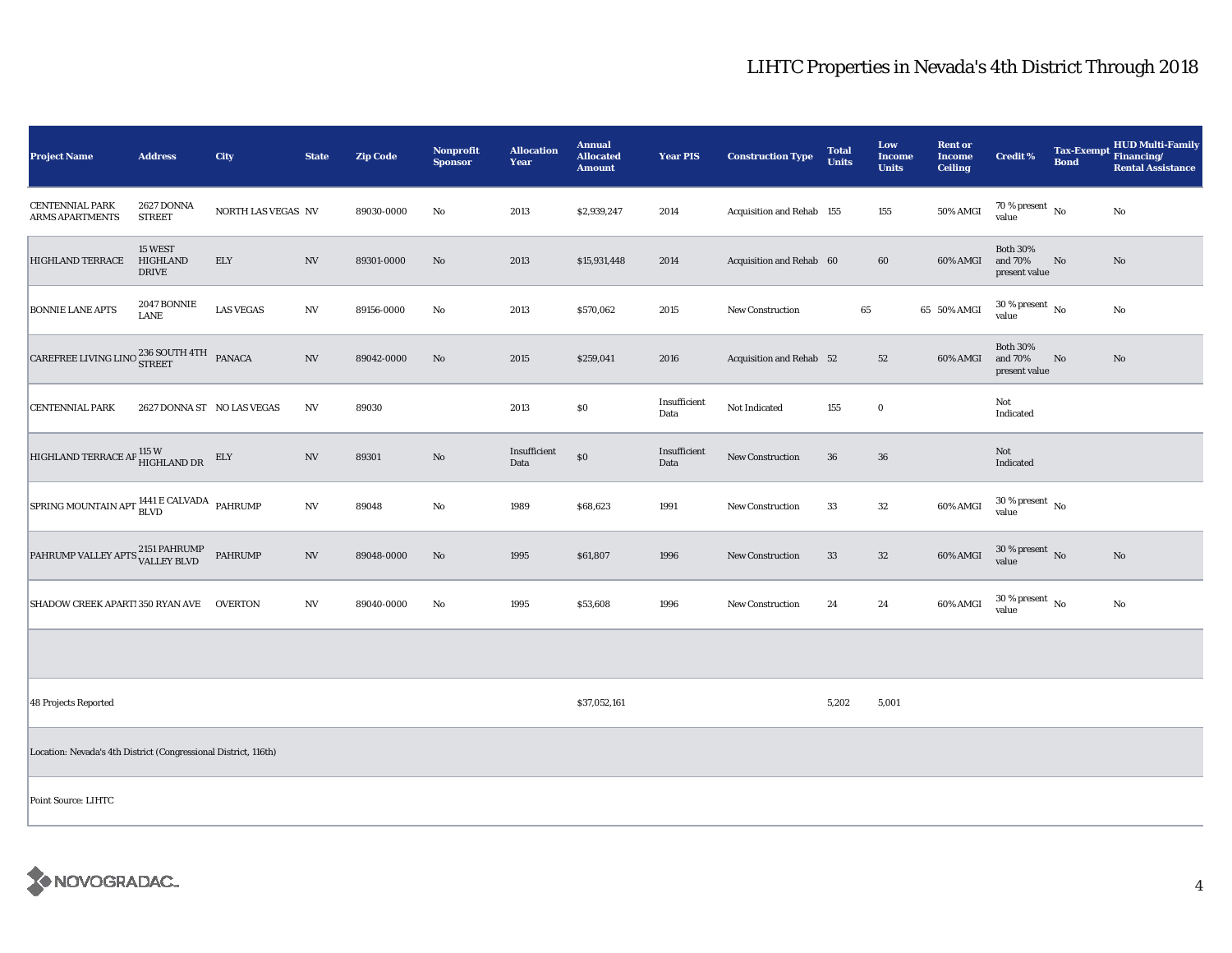# LIHTC Properties in Nevada's 4th District Through 2018

| Project Name | Address | City | State | Zip Code | Nonprofit Sponsor | Allocation Year | Annual Allocated Amount | Year PIS | Construction Type | Total Units | Low Income Units | Rent or Income Ceiling | Credit % | Tax-Exempt Bond | HUD Multi-Family Financing/ Rental Assistance |
|---|---|---|---|---|---|---|---|---|---|---|---|---|---|---|---|
| CENTENNIAL PARK ARMS APARTMENTS | 2627 DONNA STREET | NORTH LAS VEGAS | NV | 89030-0000 | No | 2013 | $2,939,247 | 2014 | Acquisition and Rehab | 155 | 155 | 50% AMGI | 70 % present value | No | No |
| HIGHLAND TERRACE | 15 WEST HIGHLAND DRIVE | ELY | NV | 89301-0000 | No | 2013 | $15,931,448 | 2014 | Acquisition and Rehab | 60 | 60 | 60% AMGI | Both 30% and 70% present value | No | No |
| BONNIE LANE APTS | 2047 BONNIE LANE | LAS VEGAS | NV | 89156-0000 | No | 2013 | $570,062 | 2015 | New Construction | 65 | 65 | 50% AMGI | 30 % present value | No | No |
| CAREFREE LIVING LINO | 236 SOUTH 4TH STREET | PANACA | NV | 89042-0000 | No | 2015 | $259,041 | 2016 | Acquisition and Rehab | 52 | 52 | 60% AMGI | Both 30% and 70% present value | No | No |
| CENTENNIAL PARK | 2627 DONNA ST | NO LAS VEGAS | NV | 89030 | | 2013 | $0 | Insufficient Data | Not Indicated | 155 | 0 | | Not Indicated | | |
| HIGHLAND TERRACE AP | 115 W HIGHLAND DR | ELY | NV | 89301 | No | Insufficient Data | $0 | Insufficient Data | New Construction | 36 | 36 | | Not Indicated | | |
| SPRING MOUNTAIN APT | 1441 E CALVADA BLVD | PAHRUMP | NV | 89048 | No | 1989 | $68,623 | 1991 | New Construction | 33 | 32 | 60% AMGI | 30 % present value | No | |
| PAHRUMP VALLEY APTS | 2151 PAHRUMP VALLEY BLVD | PAHRUMP | NV | 89048-0000 | No | 1995 | $61,807 | 1996 | New Construction | 33 | 32 | 60% AMGI | 30 % present value | No | No |
| SHADOW CREEK APARTI | 350 RYAN AVE | OVERTON | NV | 89040-0000 | No | 1995 | $53,608 | 1996 | New Construction | 24 | 24 | 60% AMGI | 30 % present value | No | No |
| | | | | | | | | | | | | | | | |
| 48 Projects Reported | | | | | | | $37,052,161 | | | 5,202 | 5,001 | | | | |

Location: Nevada's 4th District (Congressional District, 116th)

Point Source: LIHTC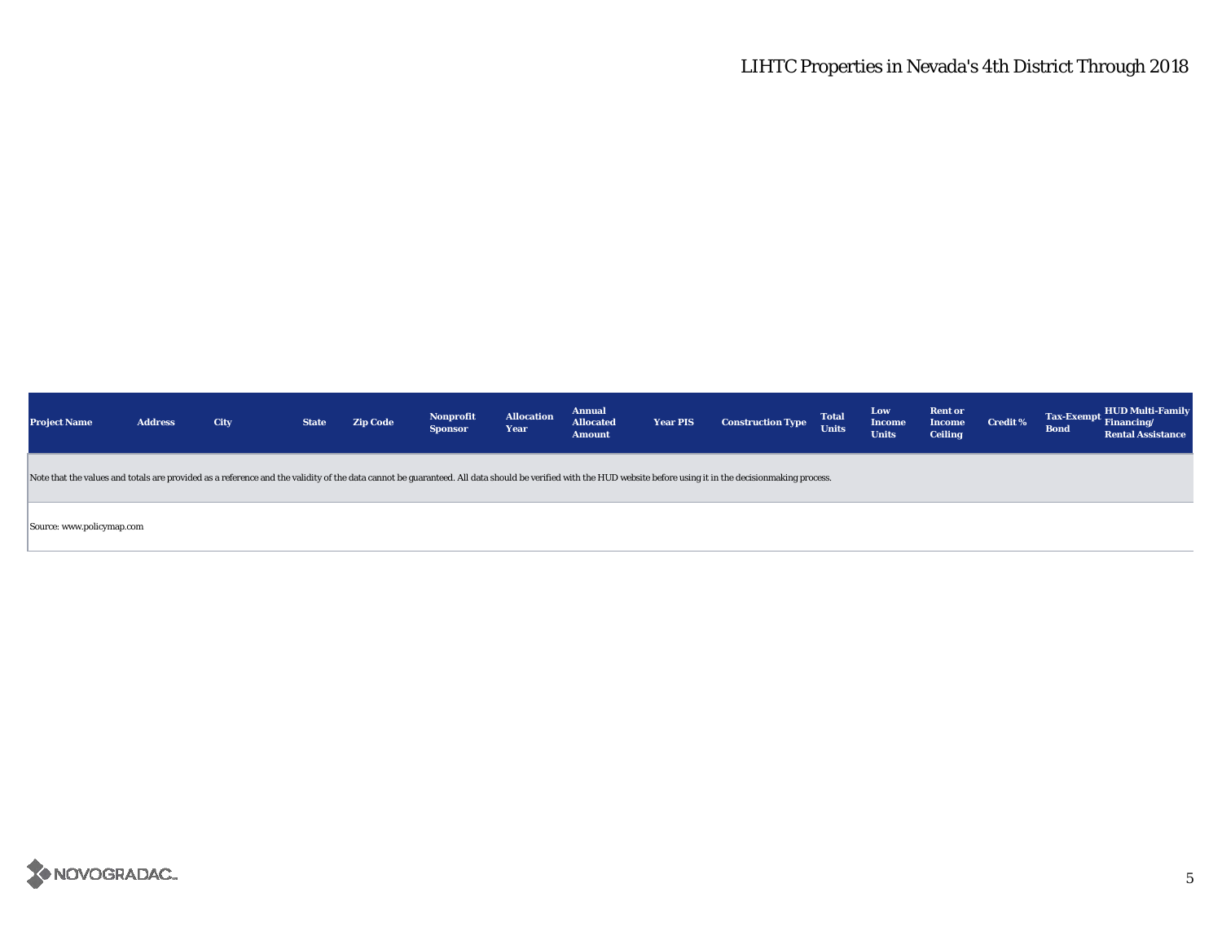# LIHTC Properties in Nevada's 4th District Through 2018

| Project Name | Address | City | State | Zip Code | Nonprofit Sponsor | Allocation Year | Annual Allocated Amount | Year PIS | Construction Type | Total Units | Low Income Units | Rent or Income Ceiling | Credit % | Tax-Exempt Bond | HUD Multi-Family Financing/ Rental Assistance |
|---|---|---|---|---|---|---|---|---|---|---|---|---|---|---|---|

Note that the values and totals are provided as a reference and the validity of the data cannot be guaranteed. All data should be verified with the HUD website before using it in the decisionmaking process.

Source: www.policymap.com